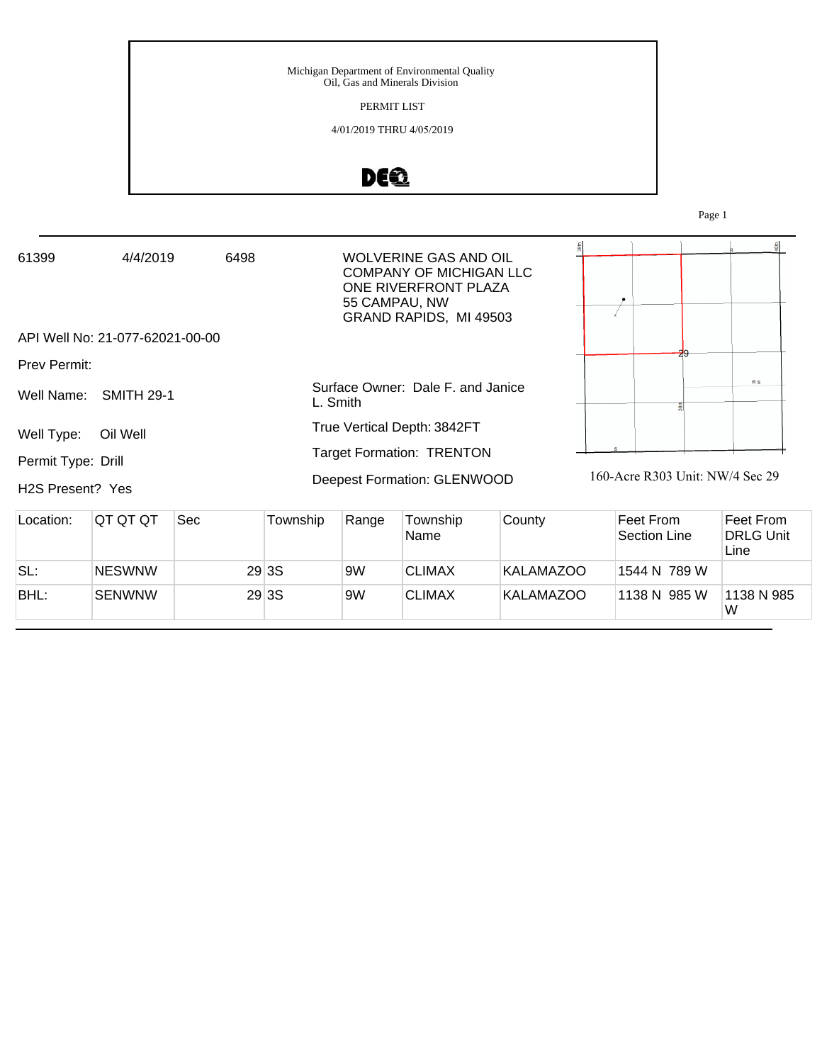Michigan Department of Environmental Quality
Oil, Gas and Minerals Division

PERMIT LIST

4/01/2019 THRU 4/05/2019

61399 4/4/2019 6498

WOLVERINE GAS AND OIL COMPANY OF MICHIGAN LLC
ONE RIVERFRONT PLAZA
55 CAMPAU, NW
GRAND RAPIDS, MI 49503

API Well No: 21-077-62021-00-00

Prev Permit:

Well Name: SMITH 29-1

Surface Owner: Dale F. and Janice L. Smith

Well Type: Oil Well

True Vertical Depth: 3842FT

Permit Type: Drill

Target Formation: TRENTON

H2S Present? Yes

Deepest Formation: GLENWOOD

160-Acre R303 Unit: NW/4 Sec 29

| Location: | QT QT QT | Sec | Township | Range | Township Name | County | Feet From Section Line | Feet From DRLG Unit Line |
|---|---|---|---|---|---|---|---|---|
| SL: | NESWNW | 29 | 3S | 9W | CLIMAX | KALAMAZOO | 1544 N 789 W | |
| BHL: | SENWNW | 29 | 3S | 9W | CLIMAX | KALAMAZOO | 1138 N 985 W | 1138 N 985 W |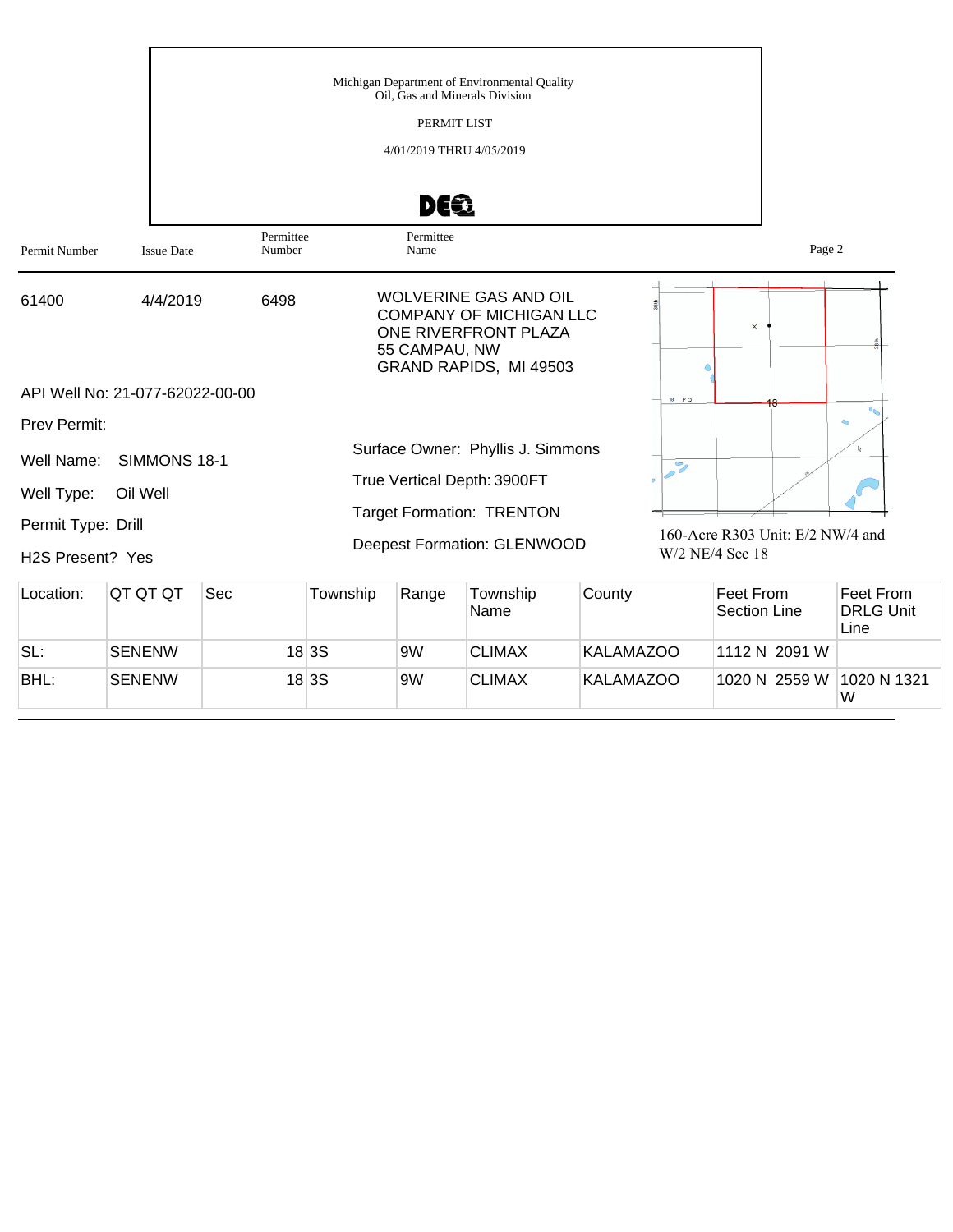Michigan Department of Environmental Quality
Oil, Gas and Minerals Division

PERMIT LIST

4/01/2019 THRU 4/05/2019

| Permit Number | Issue Date | Permittee Number | Permittee Name |
|---|---|---|---|
| 61400 | 4/4/2019 | 6498 | WOLVERINE GAS AND OIL COMPANY OF MICHIGAN LLC<br>ONE RIVERFRONT PLAZA<br>55 CAMPAU, NW<br>GRAND RAPIDS, MI 49503 |

API Well No: 21-077-62022-00-00

Prev Permit:

Well Name: SIMMONS 18-1

Well Type: Oil Well

Permit Type: Drill

H2S Present? Yes

Surface Owner: Phyllis J. Simmons

True Vertical Depth: 3900FT

Target Formation: TRENTON

Deepest Formation: GLENWOOD

160-Acre R303 Unit: E/2 NW/4 and W/2 NE/4 Sec 18

| Location: | QT QT QT | Sec | Township | Range | Township Name | County | Feet From Section Line | Feet From DRLG Unit Line |
|---|---|---|---|---|---|---|---|---|
| SL: | SENENW | 18 | 3S | 9W | CLIMAX | KALAMAZOO | 1112 N 2091 W | |
| BHL: | SENENW | 18 | 3S | 9W | CLIMAX | KALAMAZOO | 1020 N 2559 W | 1020 N 1321 W |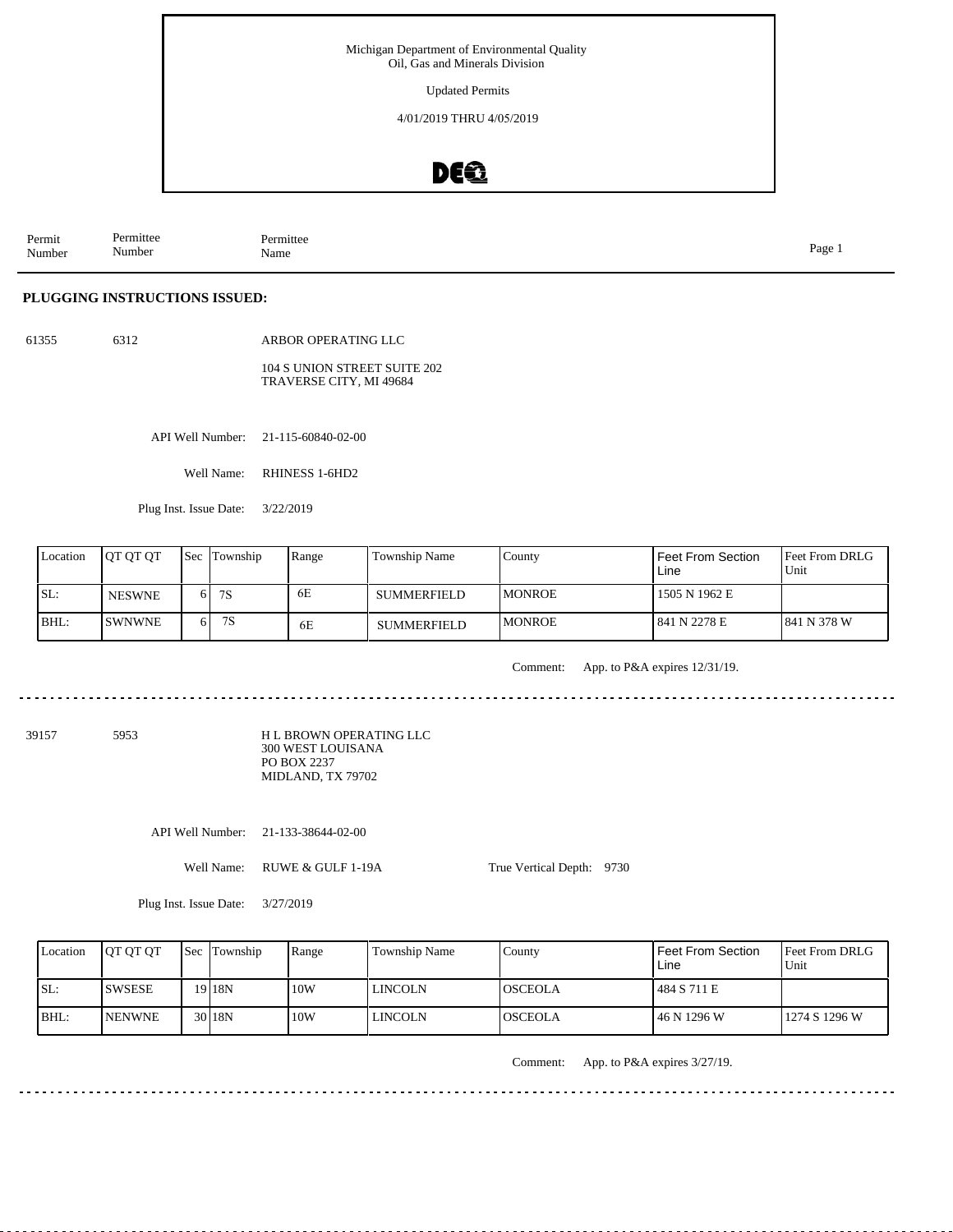Michigan Department of Environmental Quality
Oil, Gas and Minerals Division

Updated Permits

4/01/2019 THRU 4/05/2019

| Permit Number | Permittee Number | Permittee Name |
|---|---|---|

## PLUGGING INSTRUCTIONS ISSUED:

61355 6312 ARBOR OPERATING LLC

104 S UNION STREET SUITE 202
TRAVERSE CITY, MI 49684

API Well Number: 21-115-60840-02-00

Well Name: RHINESS 1-6HD2

Plug Inst. Issue Date: 3/22/2019

| Location | QT QT QT | Sec | Township | Range | Township Name | County | Feet From Section Line | Feet From DRLG Unit |
|---|---|---|---|---|---|---|---|---|
| SL: | NESWNE | 6 | 7S | 6E | SUMMERFIELD | MONROE | 1505 N 1962 E | |
| BHL: | SWNWNE | 6 | 7S | 6E | SUMMERFIELD | MONROE | 841 N 2278 E | 841 N 378 W |

Comment: App. to P&A expires 12/31/19.

---

39157 5953 H L BROWN OPERATING LLC
300 WEST LOUISANA
PO BOX 2237
MIDLAND, TX 79702

API Well Number: 21-133-38644-02-00

Well Name: RUWE & GULF 1-19A True Vertical Depth: 9730

Plug Inst. Issue Date: 3/27/2019

| Location | QT QT QT | Sec | Township | Range | Township Name | County | Feet From Section Line | Feet From DRLG Unit |
|---|---|---|---|---|---|---|---|---|
| SL: | SWSESE | 19 | 18N | 10W | LINCOLN | OSCEOLA | 484 S 711 E | |
| BHL: | NENWNE | 30 | 18N | 10W | LINCOLN | OSCEOLA | 46 N 1296 W | 1274 S 1296 W |

Comment: App. to P&A expires 3/27/19.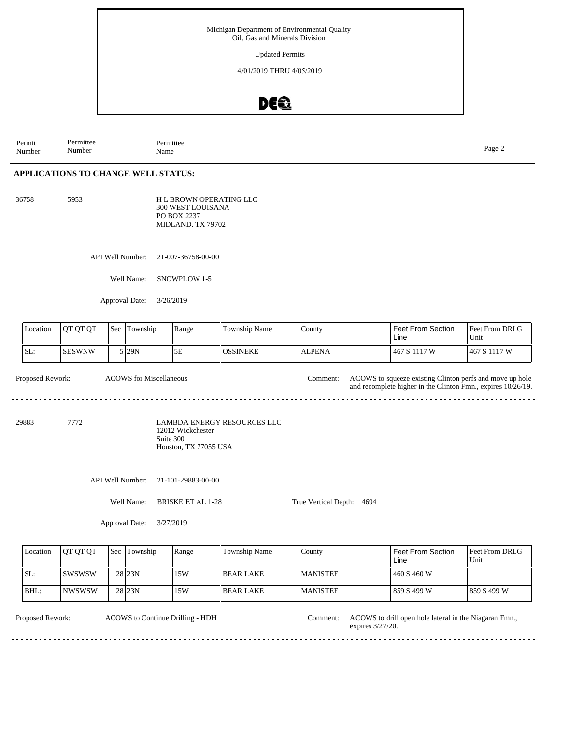Michigan Department of Environmental Quality
Oil, Gas and Minerals Division

Updated Permits

4/01/2019 THRU 4/05/2019

| Permit Number | Permittee Number | Permittee Name |
|---|---|---|

## APPLICATIONS TO CHANGE WELL STATUS:

36758 5953 H L BROWN OPERATING LLC
300 WEST LOUISANA
PO BOX 2237
MIDLAND, TX 79702

API Well Number: 21-007-36758-00-00

Well Name: SNOWPLOW 1-5

Approval Date: 3/26/2019

| Location | QT QT QT | Sec | Township | Range | Township Name | County | Feet From Section Line | Feet From DRLG Unit |
|---|---|---|---|---|---|---|---|---|
| SL: | SESWNW | 5 | 29N | 5E | OSSINEKE | ALPENA | 467 S 1117 W | 467 S 1117 W |

Proposed Rework: ACOWS for Miscellaneous

Comment: ACOWS to squeeze existing Clinton perfs and move up hole and recomplete higher in the Clinton Fmn., expires 10/26/19.

---

29883 7772 LAMBDA ENERGY RESOURCES LLC
12012 Wickchester
Suite 300
Houston, TX 77055 USA

API Well Number: 21-101-29883-00-00

Well Name: BRISKE ET AL 1-28

True Vertical Depth: 4694

Approval Date: 3/27/2019

| Location | QT QT QT | Sec | Township | Range | Township Name | County | Feet From Section Line | Feet From DRLG Unit |
|---|---|---|---|---|---|---|---|---|
| SL: | SWSWSW | 28 | 23N | 15W | BEAR LAKE | MANISTEE | 460 S 460 W | |
| BHL: | NWSWSW | 28 | 23N | 15W | BEAR LAKE | MANISTEE | 859 S 499 W | 859 S 499 W |

Proposed Rework: ACOWS to Continue Drilling - HDH

Comment: ACOWS to drill open hole lateral in the Niagaran Fmn., expires 3/27/20.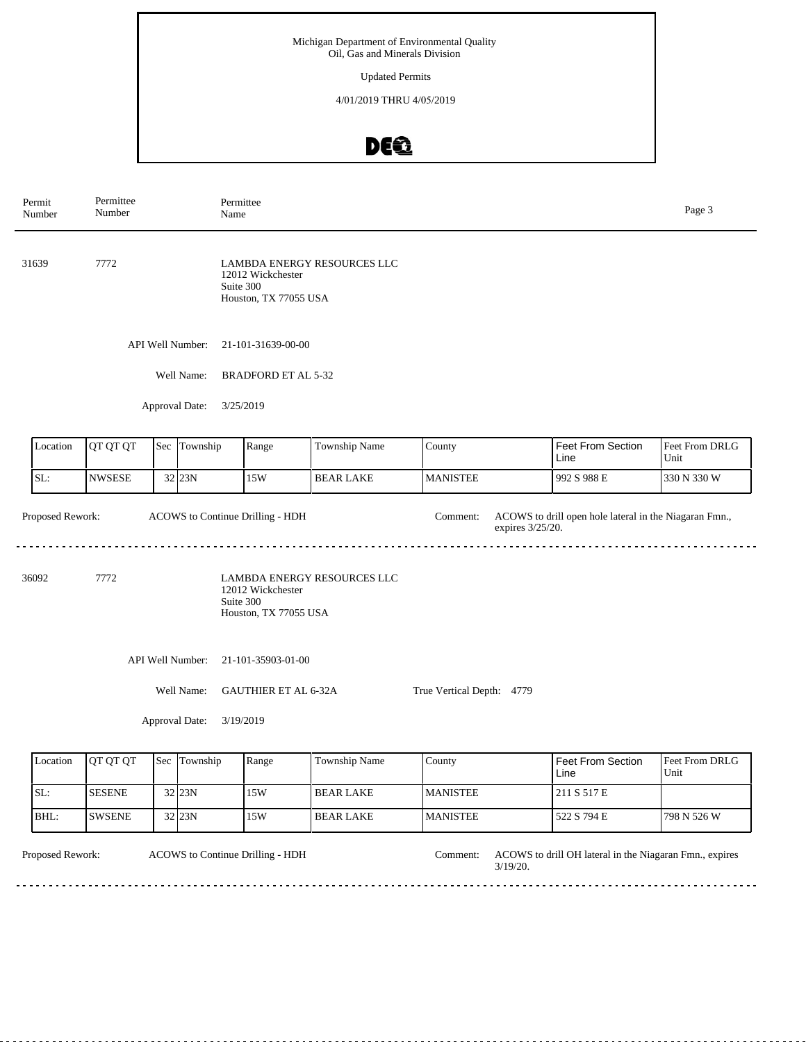| Permit Number | Permittee Number | Permittee Name |
|---|---|---|

31639 7772 LAMBDA ENERGY RESOURCES LLC
12012 Wickchester
Suite 300
Houston, TX 77055 USA

API Well Number: 21-101-31639-00-00

Well Name: BRADFORD ET AL 5-32

Approval Date: 3/25/2019

| Location | QT QT QT | Sec | Township | Range | Township Name | County | Feet From Section Line | Feet From DRLG Unit |
|---|---|---|---|---|---|---|---|---|
| SL: | NWSESE | 32 | 23N | 15W | BEAR LAKE | MANISTEE | 992 S 988 E | 330 N 330 W |

Proposed Rework: ACOWS to Continue Drilling - HDH

Comment: ACOWS to drill open hole lateral in the Niagaran Fmn., expires 3/25/20.

---

36092 7772 LAMBDA ENERGY RESOURCES LLC
12012 Wickchester
Suite 300
Houston, TX 77055 USA

API Well Number: 21-101-35903-01-00

Well Name: GAUTHIER ET AL 6-32A

True Vertical Depth: 4779

Approval Date: 3/19/2019

| Location | QT QT QT | Sec | Township | Range | Township Name | County | Feet From Section Line | Feet From DRLG Unit |
|---|---|---|---|---|---|---|---|---|
| SL: | SESENE | 32 | 23N | 15W | BEAR LAKE | MANISTEE | 211 S 517 E | |
| BHL: | SWSENE | 32 | 23N | 15W | BEAR LAKE | MANISTEE | 522 S 794 E | 798 N 526 W |

Proposed Rework: ACOWS to Continue Drilling - HDH

Comment: ACOWS to drill OH lateral in the Niagaran Fmn., expires 3/19/20.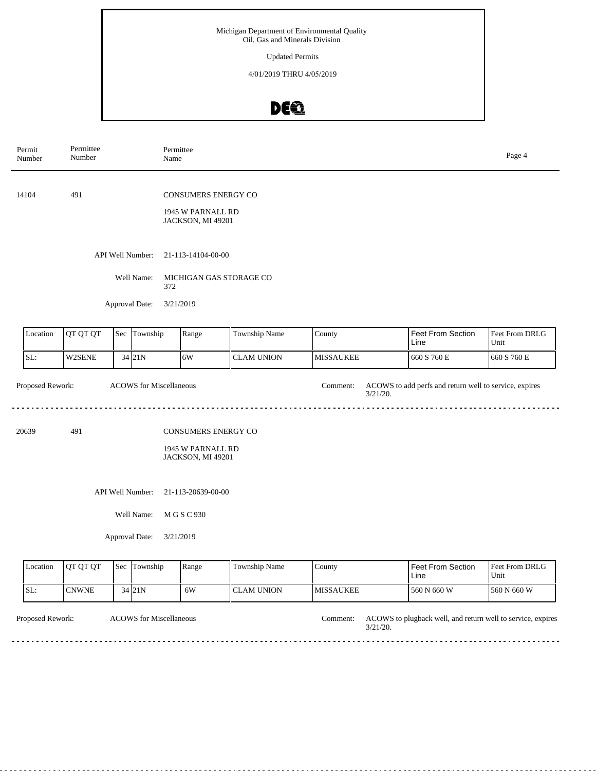Michigan Department of Environmental Quality
Oil, Gas and Minerals Division

Updated Permits

4/01/2019 THRU 4/05/2019

| Permit Number | Permittee Number | Permittee Name |
|---|---|---|

---

**14104** | **491** | CONSUMERS ENERGY CO

1945 W PARNALL RD
JACKSON, MI 49201

API Well Number: 21-113-14104-00-00

Well Name: MICHIGAN GAS STORAGE CO 372

Approval Date: 3/21/2019

| Location | QT QT QT | Sec | Township | Range | Township Name | County | Feet From Section Line | Feet From DRLG Unit |
|---|---|---|---|---|---|---|---|---|
| SL: | W2SENE | 34 | 21N | 6W | CLAM UNION | MISSAUKEE | 660 S 760 E | 660 S 760 E |

Proposed Rework: ACOWS for Miscellaneous

Comment: ACOWS to add perfs and return well to service, expires 3/21/20.

---

**20639** | **491** | CONSUMERS ENERGY CO

1945 W PARNALL RD
JACKSON, MI 49201

API Well Number: 21-113-20639-00-00

Well Name: M G S C 930

Approval Date: 3/21/2019

| Location | QT QT QT | Sec | Township | Range | Township Name | County | Feet From Section Line | Feet From DRLG Unit |
|---|---|---|---|---|---|---|---|---|
| SL: | CNWNE | 34 | 21N | 6W | CLAM UNION | MISSAUKEE | 560 N 660 W | 560 N 660 W |

Proposed Rework: ACOWS for Miscellaneous

Comment: ACOWS to plugback well, and return well to service, expires 3/21/20.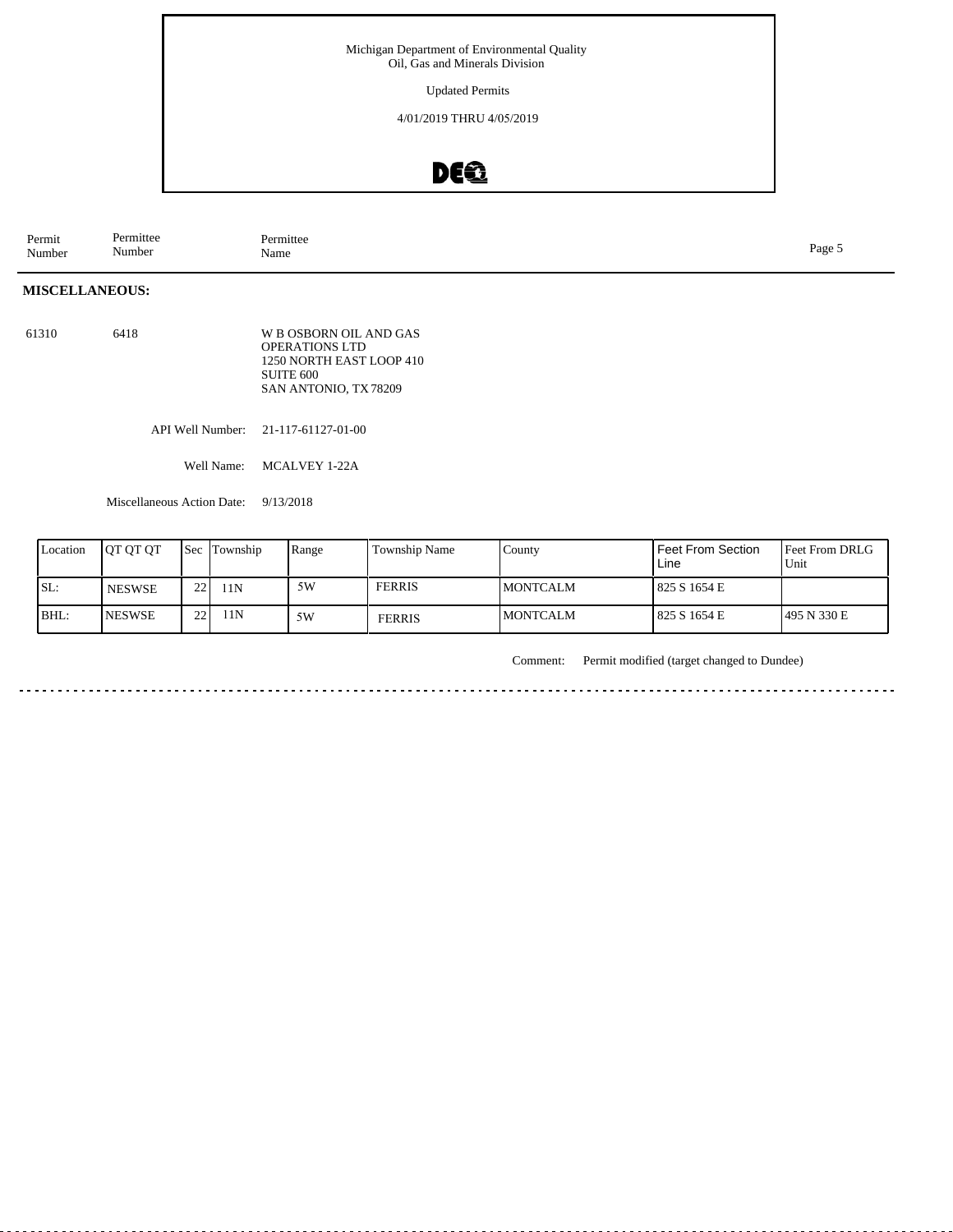Michigan Department of Environmental Quality
Oil, Gas and Minerals Division

Updated Permits

4/01/2019 THRU 4/05/2019

DEQ

| Permit Number | Permittee Number | Permittee Name |
|---|---|---|

**MISCELLANEOUS:**

| | | |
|---|---|---|
| 61310 | 6418 | W B OSBORN OIL AND GAS OPERATIONS LTD<br>1250 NORTH EAST LOOP 410<br>SUITE 600<br>SAN ANTONIO, TX 78209 |

API Well Number: 21-117-61127-01-00

Well Name: MCALVEY 1-22A

Miscellaneous Action Date: 9/13/2018

| Location | QT QT QT | Sec | Township | Range | Township Name | County | Feet From Section Line | Feet From DRLG Unit |
|---|---|---|---|---|---|---|---|---|
| SL: | NESWSE | 22 | 11N | 5W | FERRIS | MONTCALM | 825 S 1654 E | |
| BHL: | NESWSE | 22 | 11N | 5W | FERRIS | MONTCALM | 825 S 1654 E | 495 N 330 E |

Comment: Permit modified (target changed to Dundee)